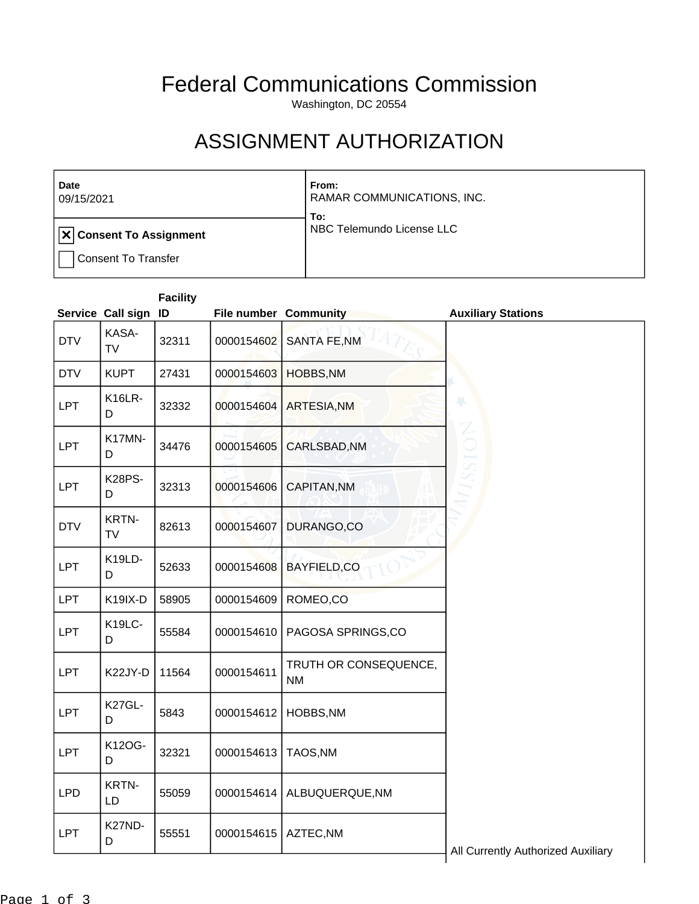# Federal Communications Commission

Washington, DC 20554

# ASSIGNMENT AUTHORIZATION

| Date<br>09/15/2021 | From:<br>RAMAR COMMUNICATIONS, INC.<br>To:<br>NBC Telemundo License LLC |
|---|---|
| ☒ **Consent To Assignment**<br>☐ Consent To Transfer | |

| Service | Call sign | Facility ID | File number | Community | Auxiliary Stations |
|---|---|---|---|---|---|
| DTV | KASA-TV | 32311 | 0000154602 | SANTA FE,NM | |
| DTV | KUPT | 27431 | 0000154603 | HOBBS,NM | |
| LPT | K16LR-D | 32332 | 0000154604 | ARTESIA,NM | |
| LPT | K17MN-D | 34476 | 0000154605 | CARLSBAD,NM | |
| LPT | K28PS-D | 32313 | 0000154606 | CAPITAN,NM | |
| DTV | KRTN-TV | 82613 | 0000154607 | DURANGO,CO | |
| LPT | K19LD-D | 52633 | 0000154608 | BAYFIELD,CO | |
| LPT | K19IX-D | 58905 | 0000154609 | ROMEO,CO | |
| LPT | K19LC-D | 55584 | 0000154610 | PAGOSA SPRINGS,CO | |
| LPT | K22JY-D | 11564 | 0000154611 | TRUTH OR CONSEQUENCE, NM | |
| LPT | K27GL-D | 5843 | 0000154612 | HOBBS,NM | |
| LPT | K12OG-D | 32321 | 0000154613 | TAOS,NM | |
| LPD | KRTN-LD | 55059 | 0000154614 | ALBUQUERQUE,NM | |
| LPT | K27ND-D | 55551 | 0000154615 | AZTEC,NM | All Currently Authorized Auxiliary |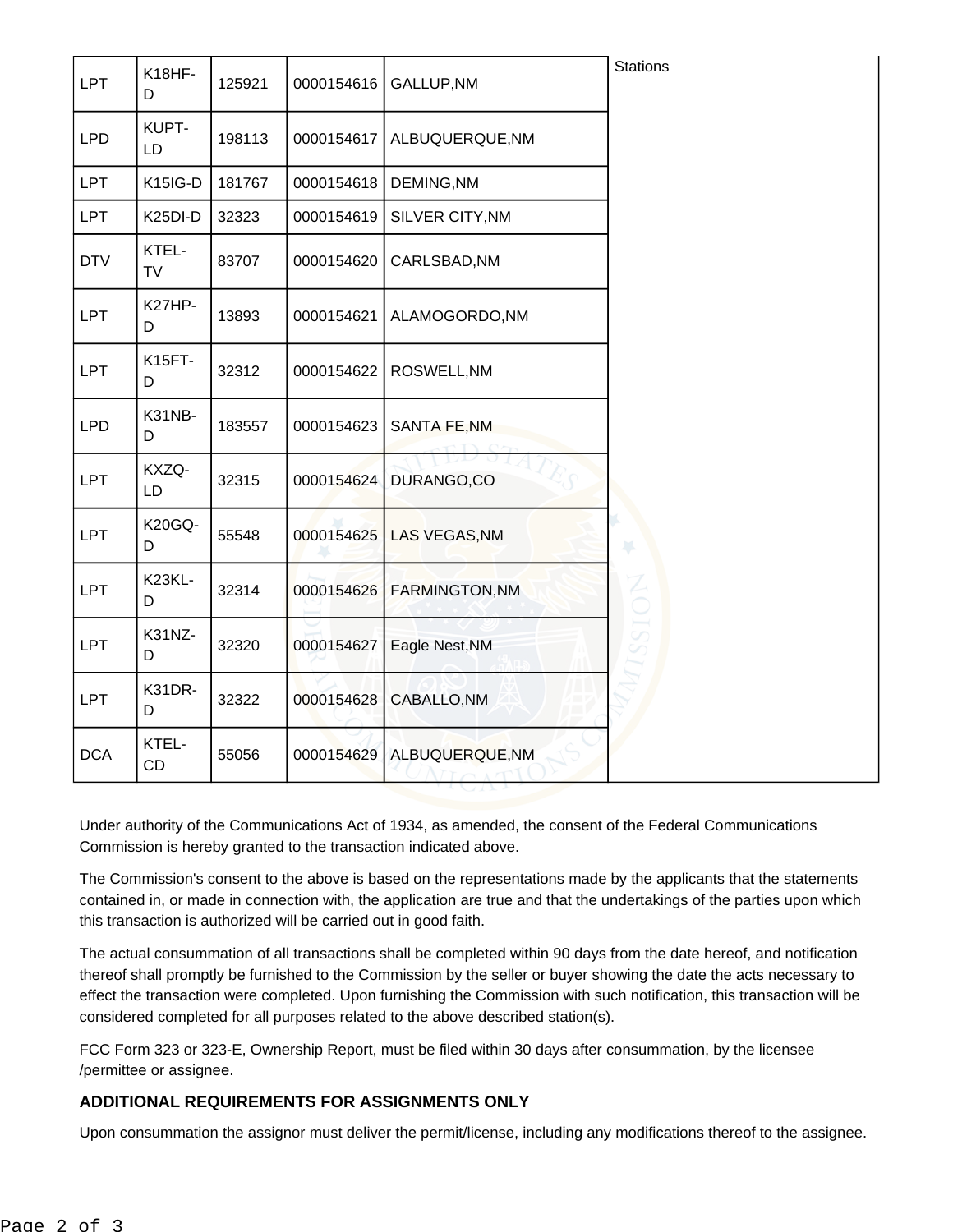| LPT | K18HF-D | 125921 | 0000154616 | GALLUP,NM | Stations |
|---|---|---|---|---|---|
| LPD | KUPT-LD | 198113 | 0000154617 | ALBUQUERQUE,NM | |
| LPT | K15IG-D | 181767 | 0000154618 | DEMING,NM | |
| LPT | K25DI-D | 32323 | 0000154619 | SILVER CITY,NM | |
| DTV | KTEL-TV | 83707 | 0000154620 | CARLSBAD,NM | |
| LPT | K27HP-D | 13893 | 0000154621 | ALAMOGORDO,NM | |
| LPT | K15FT-D | 32312 | 0000154622 | ROSWELL,NM | |
| LPD | K31NB-D | 183557 | 0000154623 | SANTA FE,NM | |
| LPT | KXZQ-LD | 32315 | 0000154624 | DURANGO,CO | |
| LPT | K20GQ-D | 55548 | 0000154625 | LAS VEGAS,NM | |
| LPT | K23KL-D | 32314 | 0000154626 | FARMINGTON,NM | |
| LPT | K31NZ-D | 32320 | 0000154627 | Eagle Nest,NM | |
| LPT | K31DR-D | 32322 | 0000154628 | CABALLO,NM | |
| DCA | KTEL-CD | 55056 | 0000154629 | ALBUQUERQUE,NM | |

Under authority of the Communications Act of 1934, as amended, the consent of the Federal Communications Commission is hereby granted to the transaction indicated above.

The Commission's consent to the above is based on the representations made by the applicants that the statements contained in, or made in connection with, the application are true and that the undertakings of the parties upon which this transaction is authorized will be carried out in good faith.

The actual consummation of all transactions shall be completed within 90 days from the date hereof, and notification thereof shall promptly be furnished to the Commission by the seller or buyer showing the date the acts necessary to effect the transaction were completed. Upon furnishing the Commission with such notification, this transaction will be considered completed for all purposes related to the above described station(s).

FCC Form 323 or 323-E, Ownership Report, must be filed within 30 days after consummation, by the licensee /permittee or assignee.

**ADDITIONAL REQUIREMENTS FOR ASSIGNMENTS ONLY**

Upon consummation the assignor must deliver the permit/license, including any modifications thereof to the assignee.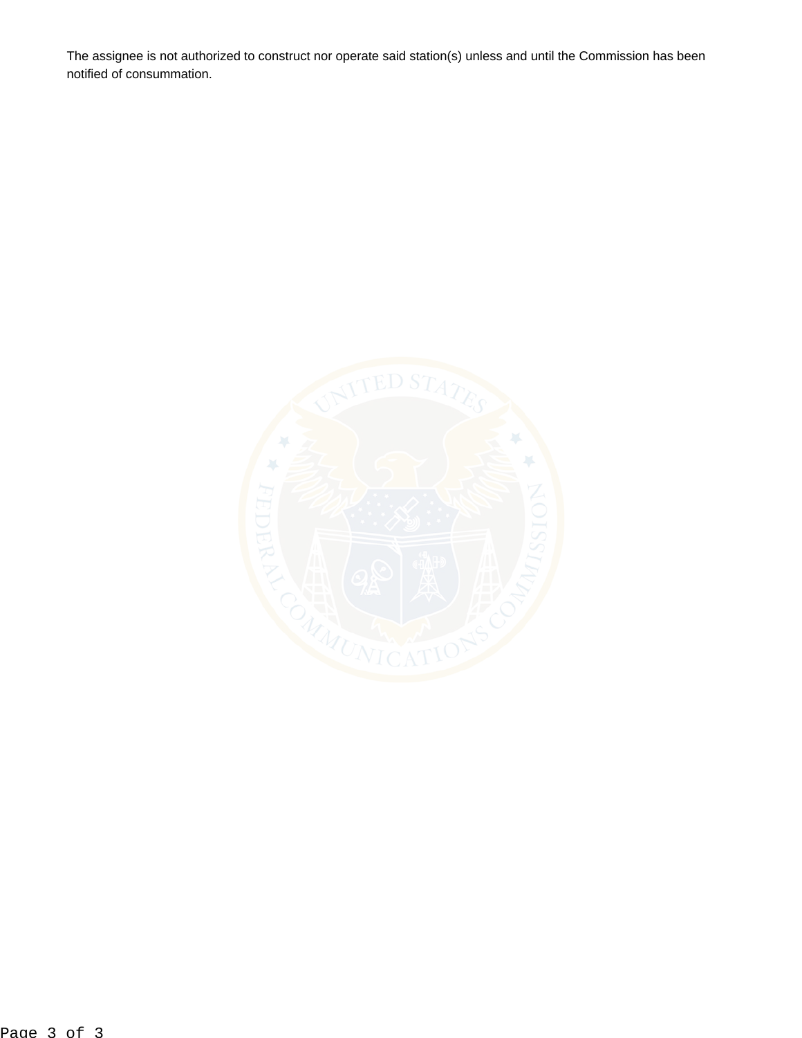The assignee is not authorized to construct nor operate said station(s) unless and until the Commission has been notified of consummation.